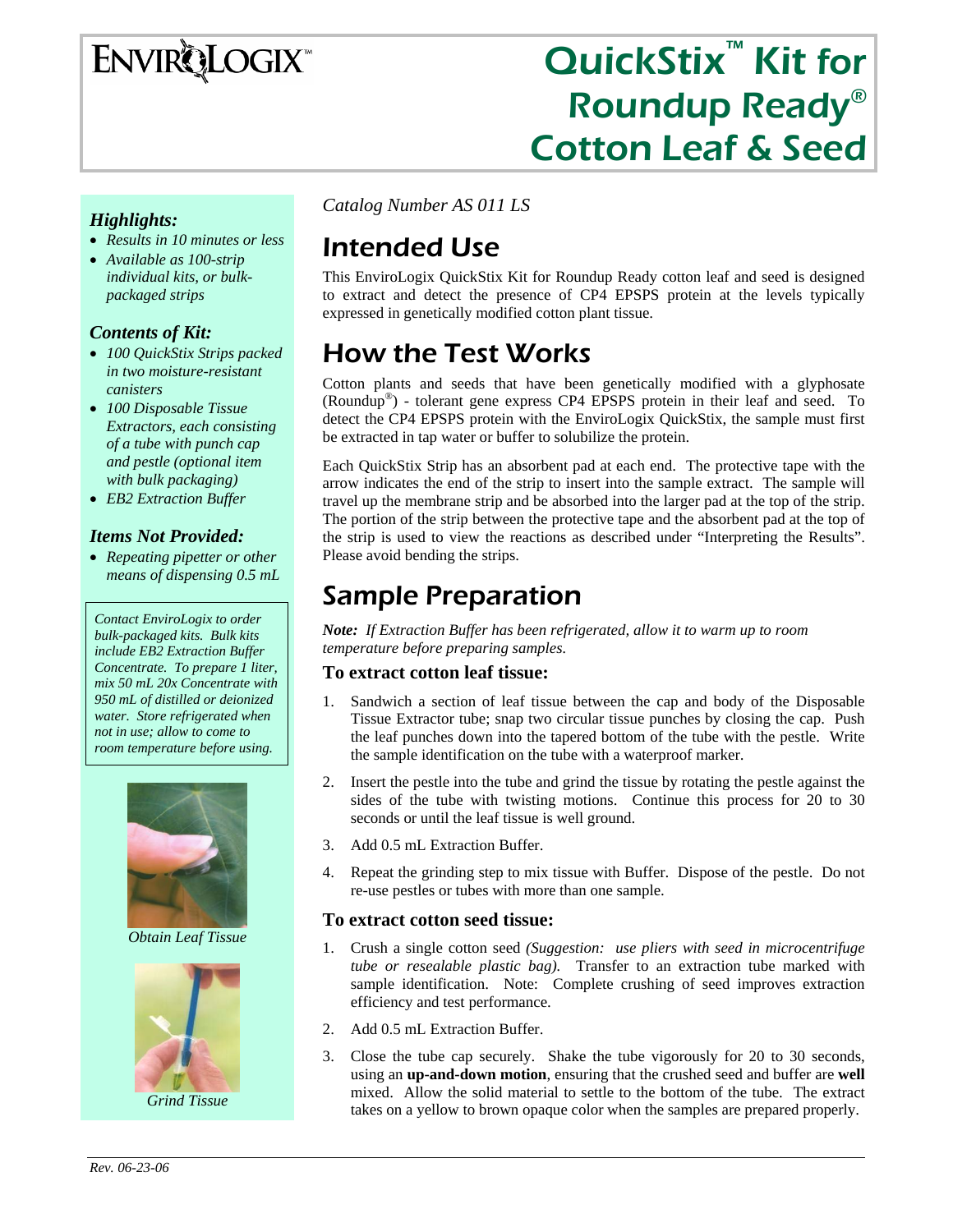ENVIROLOGIX™

# QuickStix™ Kit for Roundup Ready® Cotton Leaf & Seed

### *Highlights:*

- *Results in 10 minutes or less*
- *Available as 100-strip individual kits, or bulk-packaged strips*

### *Contents of Kit:*

- *100 QuickStix Strips packed in two moisture-resistant canisters*
- *100 Disposable Tissue Extractors, each consisting of a tube with punch cap and pestle (optional item with bulk packaging)*
- *EB2 Extraction Buffer*

### *Items Not Provided:*

- *Repeating pipetter or other means of dispensing 0.5 mL*

*Contact EnviroLogix to order bulk-packaged kits. Bulk kits include EB2 Extraction Buffer Concentrate. To prepare 1 liter, mix 50 mL 20x Concentrate with 950 mL of distilled or deionized water. Store refrigerated when not in use; allow to come to room temperature before using.*

*Obtain Leaf Tissue*

*Grind Tissue*

*Catalog Number AS 011 LS*

## Intended Use

This EnviroLogix QuickStix Kit for Roundup Ready cotton leaf and seed is designed to extract and detect the presence of CP4 EPSPS protein at the levels typically expressed in genetically modified cotton plant tissue.

## How the Test Works

Cotton plants and seeds that have been genetically modified with a glyphosate (Roundup®) - tolerant gene express CP4 EPSPS protein in their leaf and seed. To detect the CP4 EPSPS protein with the EnviroLogix QuickStix, the sample must first be extracted in tap water or buffer to solubilize the protein.

Each QuickStix Strip has an absorbent pad at each end. The protective tape with the arrow indicates the end of the strip to insert into the sample extract. The sample will travel up the membrane strip and be absorbed into the larger pad at the top of the strip. The portion of the strip between the protective tape and the absorbent pad at the top of the strip is used to view the reactions as described under "Interpreting the Results". Please avoid bending the strips.

## Sample Preparation

***Note:*** *If Extraction Buffer has been refrigerated, allow it to warm up to room temperature before preparing samples.*

### To extract cotton leaf tissue:

1. Sandwich a section of leaf tissue between the cap and body of the Disposable Tissue Extractor tube; snap two circular tissue punches by closing the cap. Push the leaf punches down into the tapered bottom of the tube with the pestle. Write the sample identification on the tube with a waterproof marker.
2. Insert the pestle into the tube and grind the tissue by rotating the pestle against the sides of the tube with twisting motions. Continue this process for 20 to 30 seconds or until the leaf tissue is well ground.
3. Add 0.5 mL Extraction Buffer.
4. Repeat the grinding step to mix tissue with Buffer. Dispose of the pestle. Do not re-use pestles or tubes with more than one sample.

### To extract cotton seed tissue:

1. Crush a single cotton seed *(Suggestion: use pliers with seed in microcentrifuge tube or resealable plastic bag).* Transfer to an extraction tube marked with sample identification. Note: Complete crushing of seed improves extraction efficiency and test performance.
2. Add 0.5 mL Extraction Buffer.
3. Close the tube cap securely. Shake the tube vigorously for 20 to 30 seconds, using an **up-and-down motion**, ensuring that the crushed seed and buffer are **well** mixed. Allow the solid material to settle to the bottom of the tube. The extract takes on a yellow to brown opaque color when the samples are prepared properly.

*Rev. 06-23-06*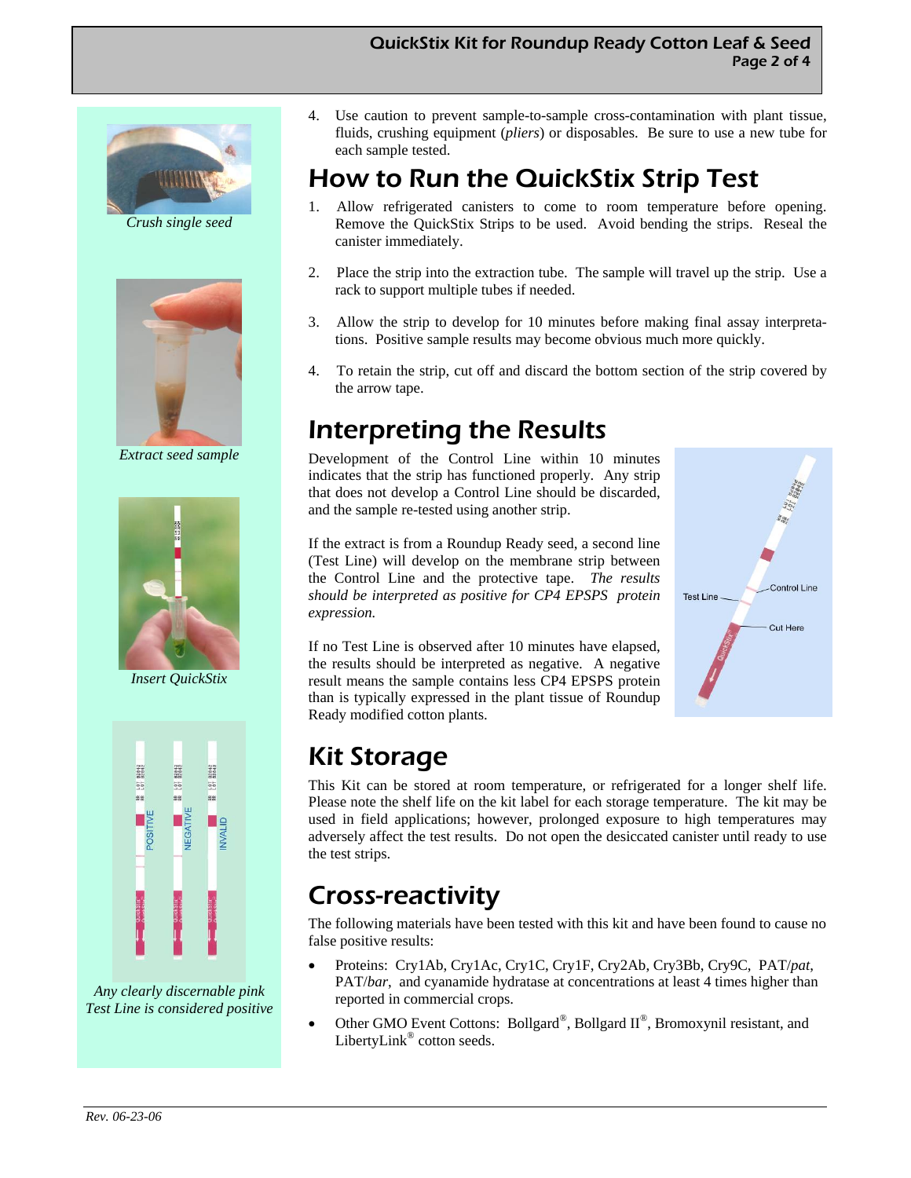4. Use caution to prevent sample-to-sample cross-contamination with plant tissue, fluids, crushing equipment (*pliers*) or disposables. Be sure to use a new tube for each sample tested.

*Crush single seed*

*Extract seed sample*

*Insert QuickStix*

*Any clearly discernable pink Test Line is considered positive*

## How to Run the QuickStix Strip Test

1. Allow refrigerated canisters to come to room temperature before opening. Remove the QuickStix Strips to be used. Avoid bending the strips. Reseal the canister immediately.
2. Place the strip into the extraction tube. The sample will travel up the strip. Use a rack to support multiple tubes if needed.
3. Allow the strip to develop for 10 minutes before making final assay interpretations. Positive sample results may become obvious much more quickly.
4. To retain the strip, cut off and discard the bottom section of the strip covered by the arrow tape.

## Interpreting the Results

Development of the Control Line within 10 minutes indicates that the strip has functioned properly. Any strip that does not develop a Control Line should be discarded, and the sample re-tested using another strip.

If the extract is from a Roundup Ready seed, a second line (Test Line) will develop on the membrane strip between the Control Line and the protective tape. *The results should be interpreted as positive for CP4 EPSPS protein expression.*

If no Test Line is observed after 10 minutes have elapsed, the results should be interpreted as negative. A negative result means the sample contains less CP4 EPSPS protein than is typically expressed in the plant tissue of Roundup Ready modified cotton plants.

## Kit Storage

This Kit can be stored at room temperature, or refrigerated for a longer shelf life. Please note the shelf life on the kit label for each storage temperature. The kit may be used in field applications; however, prolonged exposure to high temperatures may adversely affect the test results. Do not open the desiccated canister until ready to use the test strips.

## Cross-reactivity

The following materials have been tested with this kit and have been found to cause no false positive results:

- Proteins: Cry1Ab, Cry1Ac, Cry1C, Cry1F, Cry2Ab, Cry3Bb, Cry9C, PAT/*pat*, PAT/*bar*, and cyanamide hydratase at concentrations at least 4 times higher than reported in commercial crops.
- Other GMO Event Cottons: Bollgard®, Bollgard II®, Bromoxynil resistant, and LibertyLink® cotton seeds.

*Rev. 06-23-06*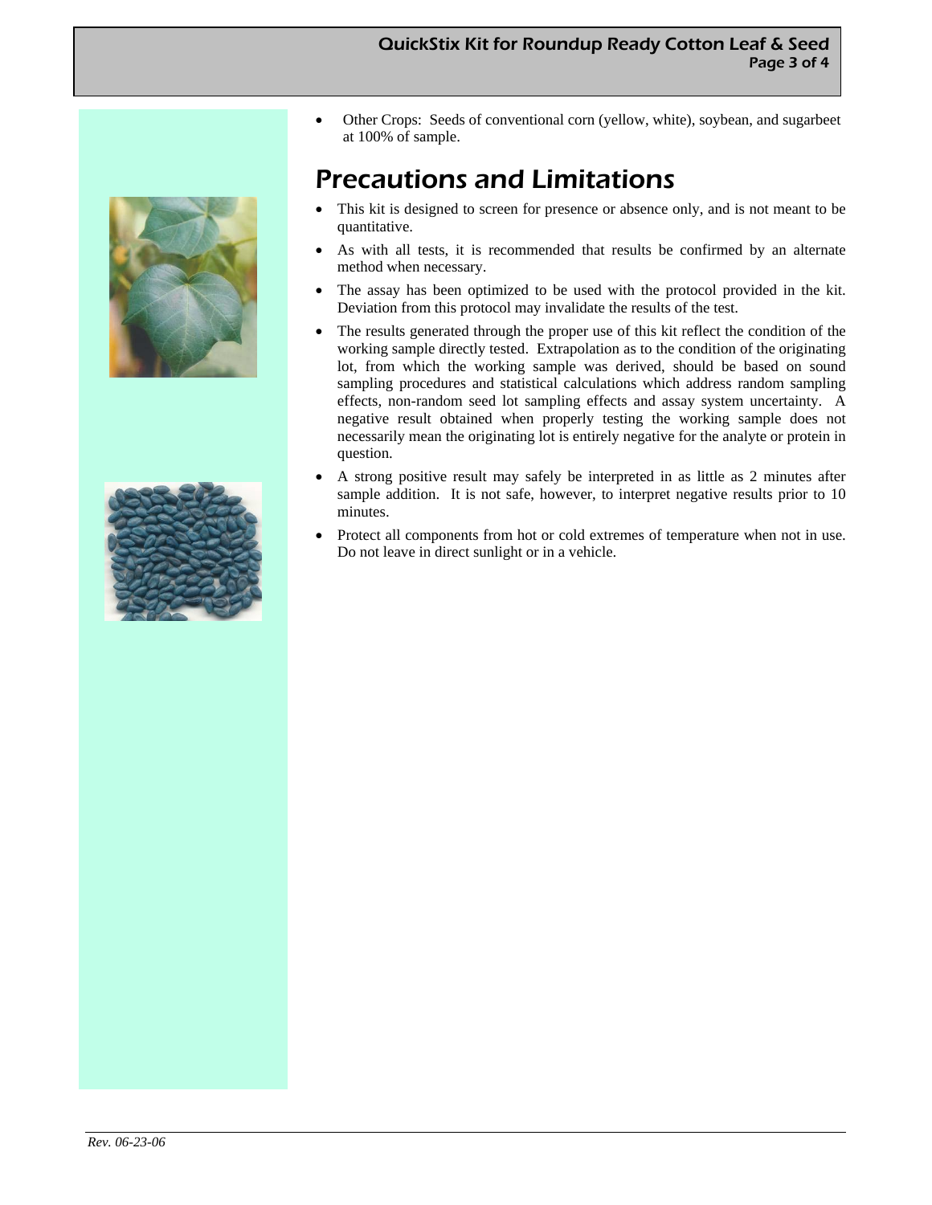- Other Crops: Seeds of conventional corn (yellow, white), soybean, and sugarbeet at 100% of sample.

# Precautions and Limitations

- This kit is designed to screen for presence or absence only, and is not meant to be quantitative.
- As with all tests, it is recommended that results be confirmed by an alternate method when necessary.
- The assay has been optimized to be used with the protocol provided in the kit. Deviation from this protocol may invalidate the results of the test.
- The results generated through the proper use of this kit reflect the condition of the working sample directly tested. Extrapolation as to the condition of the originating lot, from which the working sample was derived, should be based on sound sampling procedures and statistical calculations which address random sampling effects, non-random seed lot sampling effects and assay system uncertainty. A negative result obtained when properly testing the working sample does not necessarily mean the originating lot is entirely negative for the analyte or protein in question.
- A strong positive result may safely be interpreted in as little as 2 minutes after sample addition. It is not safe, however, to interpret negative results prior to 10 minutes.
- Protect all components from hot or cold extremes of temperature when not in use. Do not leave in direct sunlight or in a vehicle.

*Rev. 06-23-06*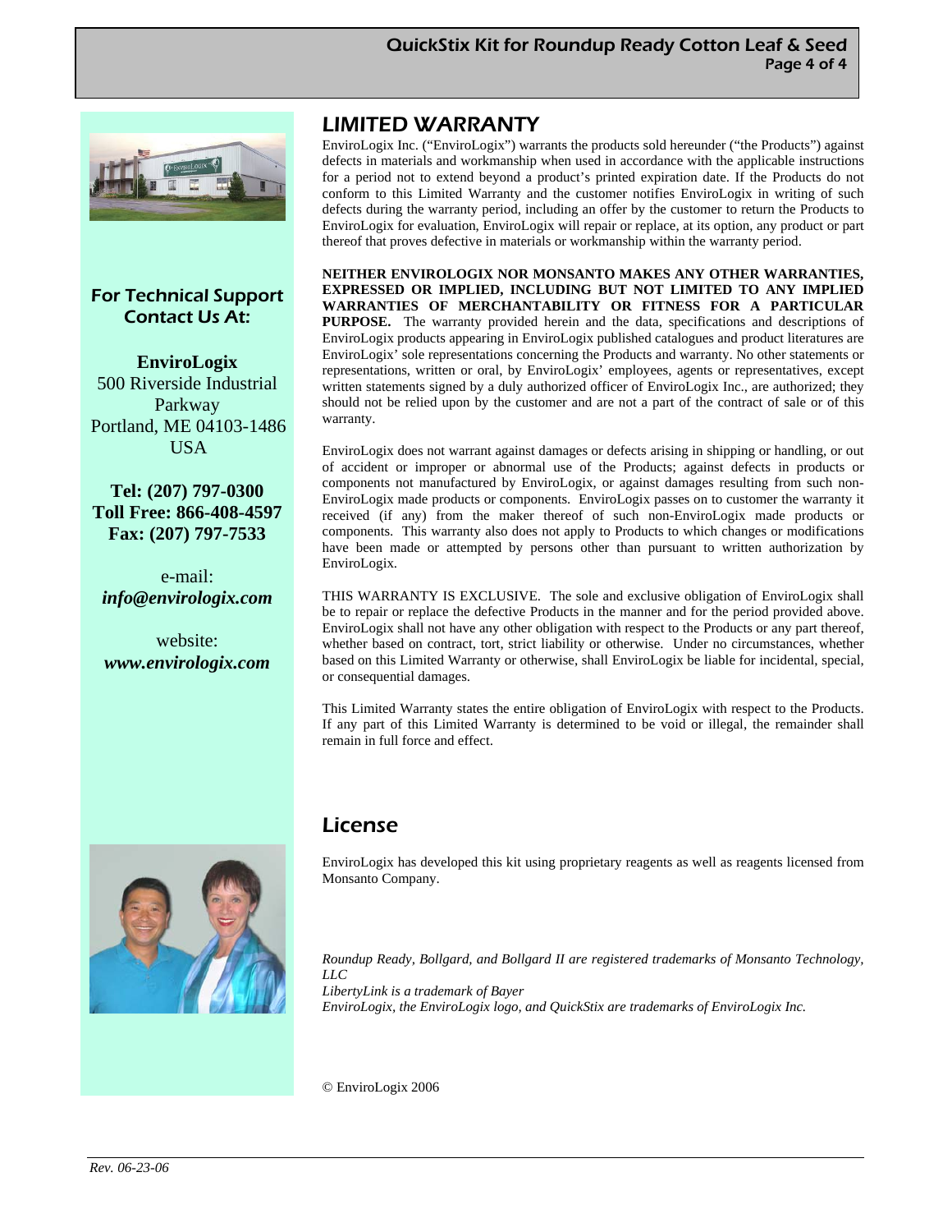## LIMITED WARRANTY

EnviroLogix Inc. ("EnviroLogix") warrants the products sold hereunder ("the Products") against defects in materials and workmanship when used in accordance with the applicable instructions for a period not to extend beyond a product's printed expiration date. If the Products do not conform to this Limited Warranty and the customer notifies EnviroLogix in writing of such defects during the warranty period, including an offer by the customer to return the Products to EnviroLogix for evaluation, EnviroLogix will repair or replace, at its option, any product or part thereof that proves defective in materials or workmanship within the warranty period.

**NEITHER ENVIROLOGIX NOR MONSANTO MAKES ANY OTHER WARRANTIES, EXPRESSED OR IMPLIED, INCLUDING BUT NOT LIMITED TO ANY IMPLIED WARRANTIES OF MERCHANTABILITY OR FITNESS FOR A PARTICULAR PURPOSE.** The warranty provided herein and the data, specifications and descriptions of EnviroLogix products appearing in EnviroLogix published catalogues and product literatures are EnviroLogix' sole representations concerning the Products and warranty. No other statements or representations, written or oral, by EnviroLogix' employees, agents or representatives, except written statements signed by a duly authorized officer of EnviroLogix Inc., are authorized; they should not be relied upon by the customer and are not a part of the contract of sale or of this warranty.

EnviroLogix does not warrant against damages or defects arising in shipping or handling, or out of accident or improper or abnormal use of the Products; against defects in products or components not manufactured by EnviroLogix, or against damages resulting from such non-EnviroLogix made products or components. EnviroLogix passes on to customer the warranty it received (if any) from the maker thereof of such non-EnviroLogix made products or components. This warranty also does not apply to Products to which changes or modifications have been made or attempted by persons other than pursuant to written authorization by EnviroLogix.

THIS WARRANTY IS EXCLUSIVE. The sole and exclusive obligation of EnviroLogix shall be to repair or replace the defective Products in the manner and for the period provided above. EnviroLogix shall not have any other obligation with respect to the Products or any part thereof, whether based on contract, tort, strict liability or otherwise. Under no circumstances, whether based on this Limited Warranty or otherwise, shall EnviroLogix be liable for incidental, special, or consequential damages.

This Limited Warranty states the entire obligation of EnviroLogix with respect to the Products. If any part of this Limited Warranty is determined to be void or illegal, the remainder shall remain in full force and effect.

## For Technical Support Contact Us At:

**EnviroLogix**
500 Riverside Industrial Parkway
Portland, ME 04103-1486
USA

**Tel: (207) 797-0300**
**Toll Free: 866-408-4597**
**Fax: (207) 797-7533**

e-mail:
***info@envirologix.com***

website:
***www.envirologix.com***

## License

EnviroLogix has developed this kit using proprietary reagents as well as reagents licensed from Monsanto Company.

*Roundup Ready, Bollgard, and Bollgard II are registered trademarks of Monsanto Technology, LLC*
*LibertyLink is a trademark of Bayer*
*EnviroLogix, the EnviroLogix logo, and QuickStix are trademarks of EnviroLogix Inc.*

© EnviroLogix 2006

*Rev. 06-23-06*